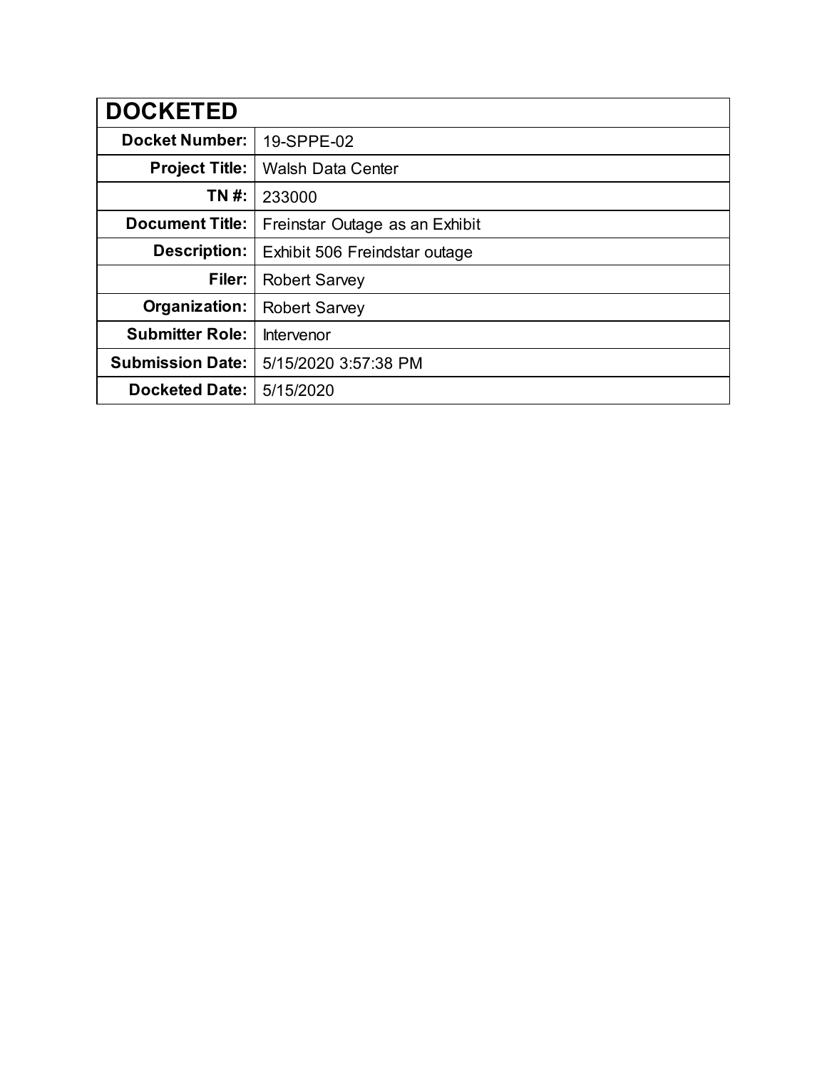| DOCKETED | |
|---|---|
| **Docket Number:** | 19-SPPE-02 |
| **Project Title:** | Walsh Data Center |
| **TN #:** | 233000 |
| **Document Title:** | Freinstar Outage as an Exhibit |
| **Description:** | Exhibit 506 Freindstar outage |
| **Filer:** | Robert Sarvey |
| **Organization:** | Robert Sarvey |
| **Submitter Role:** | Intervenor |
| **Submission Date:** | 5/15/2020 3:57:38 PM |
| **Docketed Date:** | 5/15/2020 |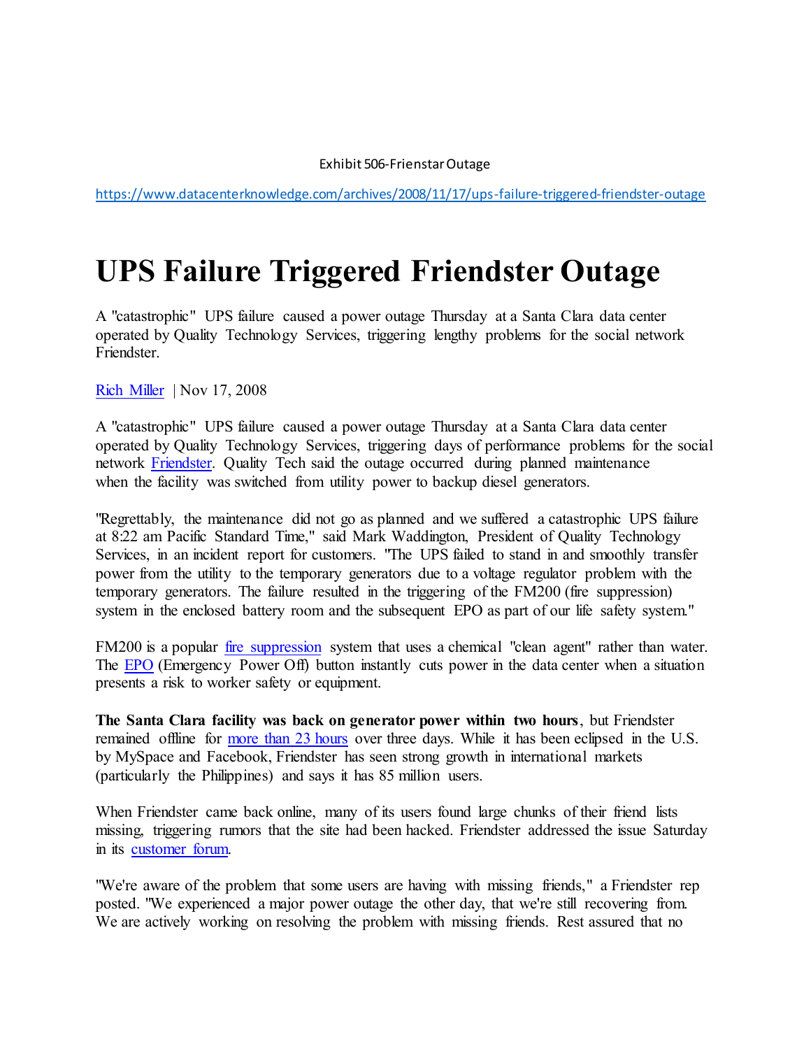Exhibit 506-Frienstar Outage

https://www.datacenterknowledge.com/archives/2008/11/17/ups-failure-triggered-friendster-outage

# UPS Failure Triggered Friendster Outage

A "catastrophic" UPS failure caused a power outage Thursday at a Santa Clara data center operated by Quality Technology Services, triggering lengthy problems for the social network Friendster.

Rich Miller | Nov 17, 2008

A "catastrophic" UPS failure caused a power outage Thursday at a Santa Clara data center operated by Quality Technology Services, triggering days of performance problems for the social network Friendster. Quality Tech said the outage occurred during planned maintenance when the facility was switched from utility power to backup diesel generators.

"Regrettably, the maintenance did not go as planned and we suffered a catastrophic UPS failure at 8:22 am Pacific Standard Time," said Mark Waddington, President of Quality Technology Services, in an incident report for customers. "The UPS failed to stand in and smoothly transfer power from the utility to the temporary generators due to a voltage regulator problem with the temporary generators. The failure resulted in the triggering of the FM200 (fire suppression) system in the enclosed battery room and the subsequent EPO as part of our life safety system."

FM200 is a popular fire suppression system that uses a chemical "clean agent" rather than water. The EPO (Emergency Power Off) button instantly cuts power in the data center when a situation presents a risk to worker safety or equipment.

**The Santa Clara facility was back on generator power within two hours**, but Friendster remained offline for more than 23 hours over three days. While it has been eclipsed in the U.S. by MySpace and Facebook, Friendster has seen strong growth in international markets (particularly the Philippines) and says it has 85 million users.

When Friendster came back online, many of its users found large chunks of their friend lists missing, triggering rumors that the site had been hacked. Friendster addressed the issue Saturday in its customer forum.

"We're aware of the problem that some users are having with missing friends," a Friendster rep posted. "We experienced a major power outage the other day, that we're still recovering from. We are actively working on resolving the problem with missing friends. Rest assured that no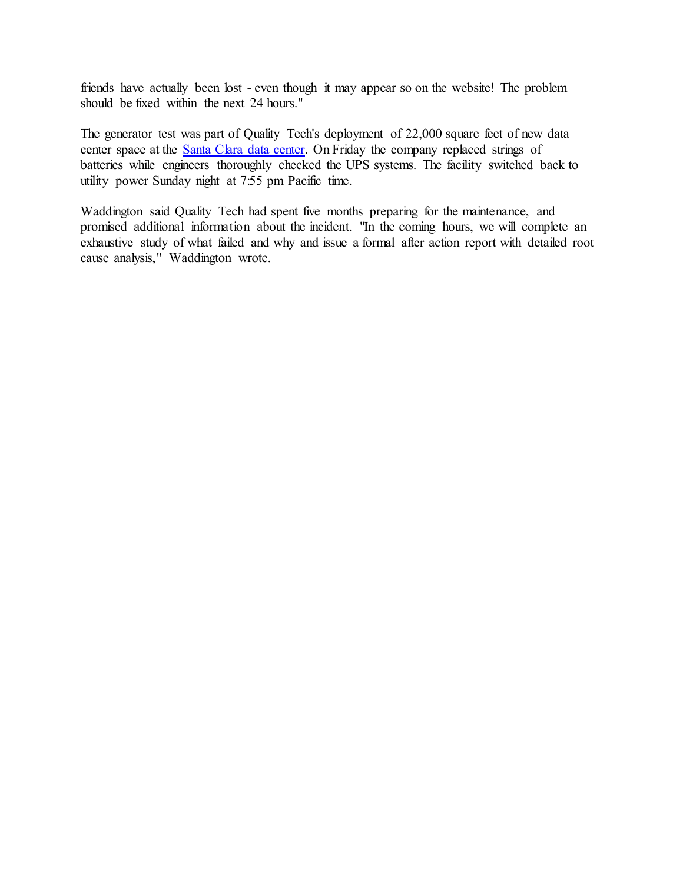friends have actually been lost - even though it may appear so on the website! The problem should be fixed within the next 24 hours."

The generator test was part of Quality Tech's deployment of 22,000 square feet of new data center space at the Santa Clara data center. On Friday the company replaced strings of batteries while engineers thoroughly checked the UPS systems. The facility switched back to utility power Sunday night at 7:55 pm Pacific time.

Waddington said Quality Tech had spent five months preparing for the maintenance, and promised additional information about the incident. "In the coming hours, we will complete an exhaustive study of what failed and why and issue a formal after action report with detailed root cause analysis," Waddington wrote.